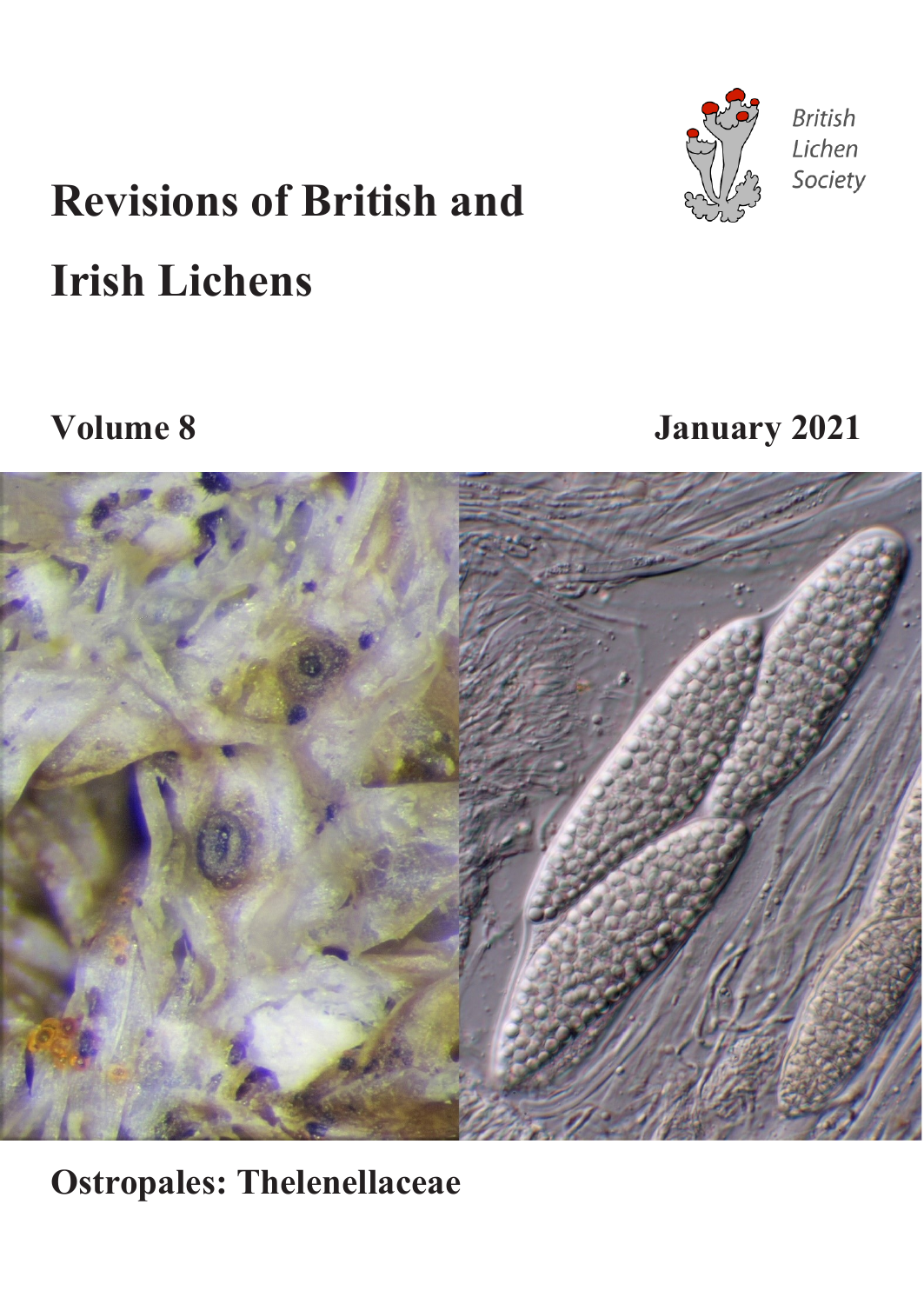# Revisions of British and Irish Lichens

British Lichen Society

**Volume 8** **January 2021**

## Ostropales: Thelenellaceae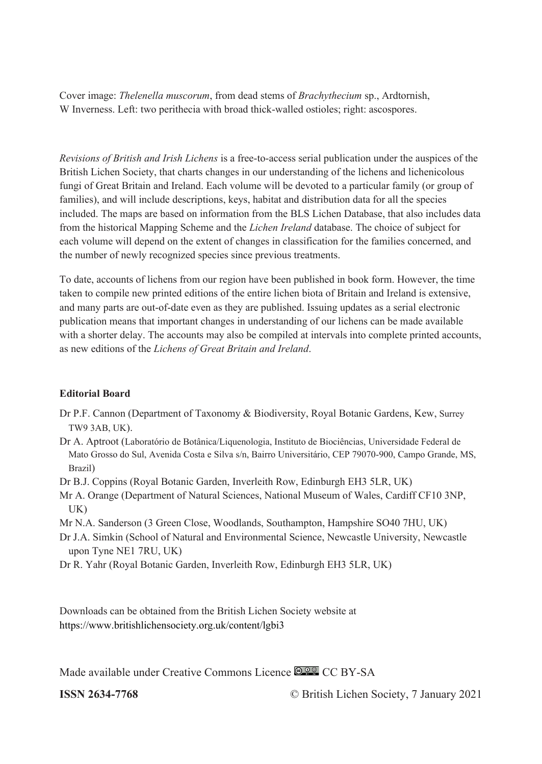Cover image: *Thelenella muscorum*, from dead stems of *Brachythecium* sp., Ardtornish, W Inverness. Left: two perithecia with broad thick-walled ostioles; right: ascospores.

*Revisions of British and Irish Lichens* is a free-to-access serial publication under the auspices of the British Lichen Society, that charts changes in our understanding of the lichens and lichenicolous fungi of Great Britain and Ireland. Each volume will be devoted to a particular family (or group of families), and will include descriptions, keys, habitat and distribution data for all the species included. The maps are based on information from the BLS Lichen Database, that also includes data from the historical Mapping Scheme and the *Lichen Ireland* database. The choice of subject for each volume will depend on the extent of changes in classification for the families concerned, and the number of newly recognized species since previous treatments.

To date, accounts of lichens from our region have been published in book form. However, the time taken to compile new printed editions of the entire lichen biota of Britain and Ireland is extensive, and many parts are out-of-date even as they are published. Issuing updates as a serial electronic publication means that important changes in understanding of our lichens can be made available with a shorter delay. The accounts may also be compiled at intervals into complete printed accounts, as new editions of the *Lichens of Great Britain and Ireland*.

**Editorial Board**

Dr P.F. Cannon (Department of Taxonomy & Biodiversity, Royal Botanic Gardens, Kew, Surrey TW9 3AB, UK).

Dr A. Aptroot (Laboratório de Botânica/Liquenologia, Instituto de Biociências, Universidade Federal de Mato Grosso do Sul, Avenida Costa e Silva s/n, Bairro Universitário, CEP 79070-900, Campo Grande, MS, Brazil)

Dr B.J. Coppins (Royal Botanic Garden, Inverleith Row, Edinburgh EH3 5LR, UK)

Mr A. Orange (Department of Natural Sciences, National Museum of Wales, Cardiff CF10 3NP, UK)

Mr N.A. Sanderson (3 Green Close, Woodlands, Southampton, Hampshire SO40 7HU, UK)

Dr J.A. Simkin (School of Natural and Environmental Science, Newcastle University, Newcastle upon Tyne NE1 7RU, UK)

Dr R. Yahr (Royal Botanic Garden, Inverleith Row, Edinburgh EH3 5LR, UK)

Downloads can be obtained from the British Lichen Society website at https://www.britishlichensociety.org.uk/content/lgbi3

Made available under Creative Commons Licence CC BY-SA

**ISSN 2634-7768** © British Lichen Society, 7 January 2021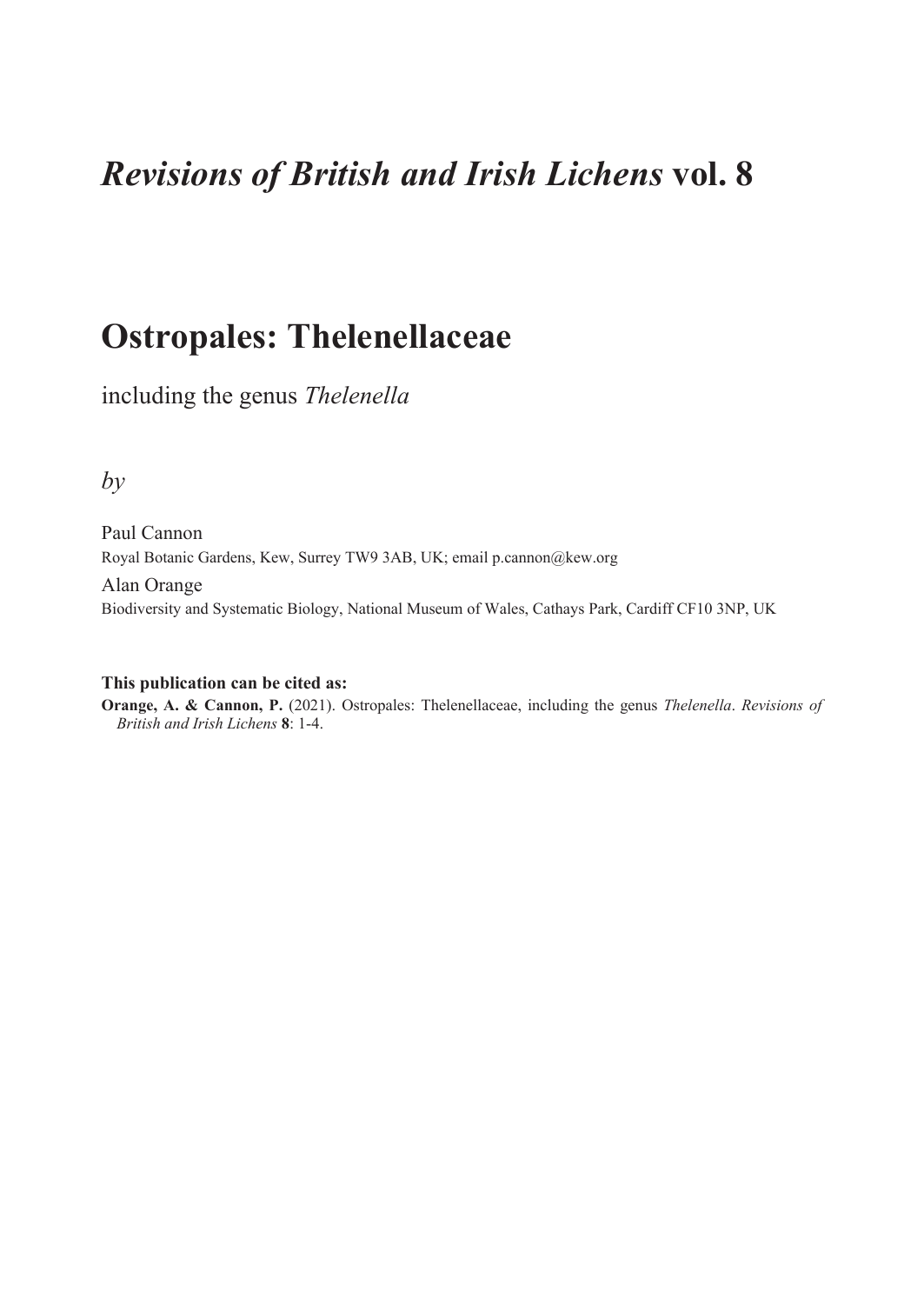# *Revisions of British and Irish Lichens* vol. 8

# Ostropales: Thelenellaceae

including the genus *Thelenella*

*by*

Paul Cannon
Royal Botanic Gardens, Kew, Surrey TW9 3AB, UK; email p.cannon@kew.org

Alan Orange
Biodiversity and Systematic Biology, National Museum of Wales, Cathays Park, Cardiff CF10 3NP, UK

**This publication can be cited as:**

**Orange, A. & Cannon, P.** (2021). Ostropales: Thelenellaceae, including the genus *Thelenella*. *Revisions of British and Irish Lichens* **8**: 1-4.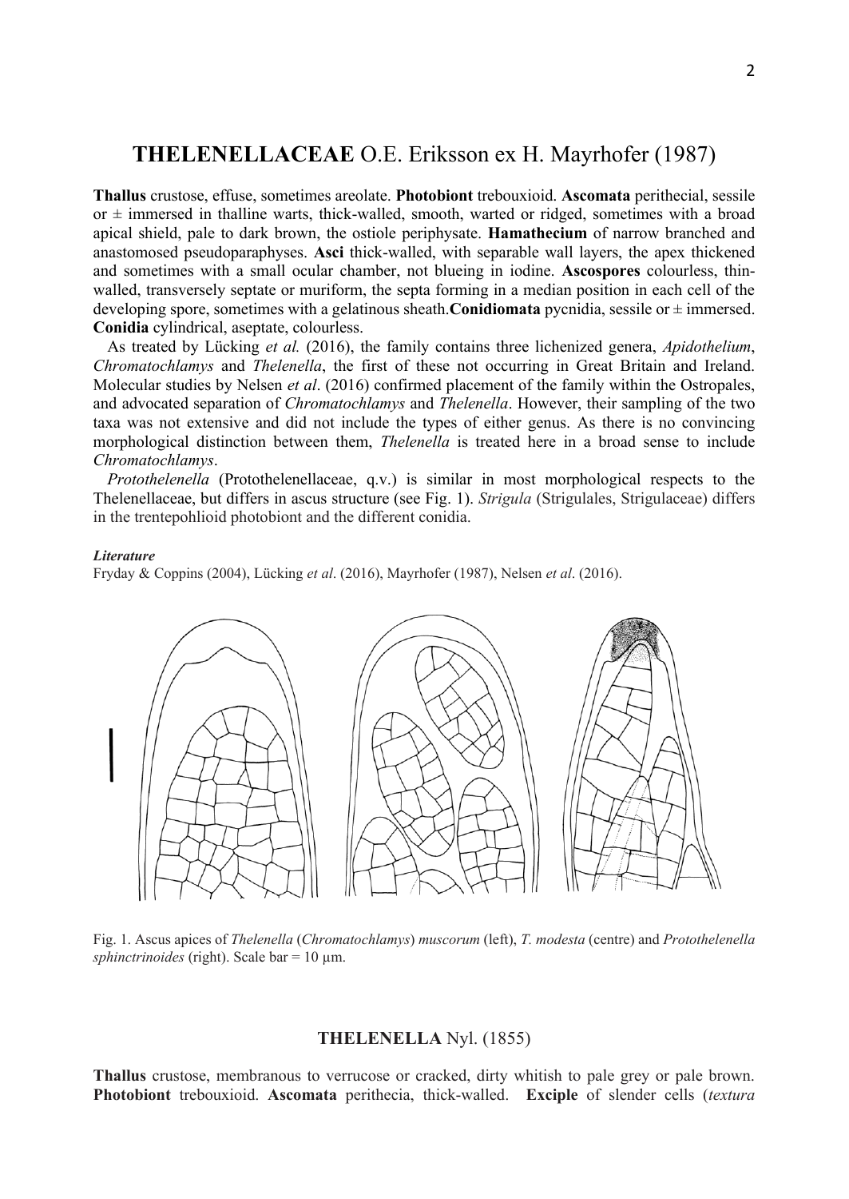## **THELENELLACEAE** O.E. Eriksson ex H. Mayrhofer (1987)

**Thallus** crustose, effuse, sometimes areolate. **Photobiont** trebouxioid. **Ascomata** perithecial, sessile or ± immersed in thalline warts, thick-walled, smooth, warted or ridged, sometimes with a broad apical shield, pale to dark brown, the ostiole periphysate. **Hamathecium** of narrow branched and anastomosed pseudoparaphyses. **Asci** thick-walled, with separable wall layers, the apex thickened and sometimes with a small ocular chamber, not blueing in iodine. **Ascospores** colourless, thin-walled, transversely septate or muriform, the septa forming in a median position in each cell of the developing spore, sometimes with a gelatinous sheath. **Conidiomata** pycnidia, sessile or ± immersed. **Conidia** cylindrical, aseptate, colourless.

As treated by Lücking *et al.* (2016), the family contains three lichenized genera, *Apidothelium*, *Chromatochlamys* and *Thelenella*, the first of these not occurring in Great Britain and Ireland. Molecular studies by Nelsen *et al*. (2016) confirmed placement of the family within the Ostropales, and advocated separation of *Chromatochlamys* and *Thelenella*. However, their sampling of the two taxa was not extensive and did not include the types of either genus. As there is no convincing morphological distinction between them, *Thelenella* is treated here in a broad sense to include *Chromatochlamys*.

*Protothelenella* (Protothelenellaceae, q.v.) is similar in most morphological respects to the Thelenellaceae, but differs in ascus structure (see Fig. 1). *Strigula* (Strigulales, Strigulaceae) differs in the trentepohlioid photobiont and the different conidia.

***Literature***

Fryday & Coppins (2004), Lücking *et al*. (2016), Mayrhofer (1987), Nelsen *et al*. (2016).

Fig. 1. Ascus apices of *Thelenella* (*Chromatochlamys*) *muscorum* (left), *T. modesta* (centre) and *Protothelenella sphinctrinoides* (right). Scale bar = 10 µm.

### **THELENELLA** Nyl. (1855)

**Thallus** crustose, membranous to verrucose or cracked, dirty whitish to pale grey or pale brown. **Photobiont** trebouxioid. **Ascomata** perithecia, thick-walled. **Exciple** of slender cells (*textura*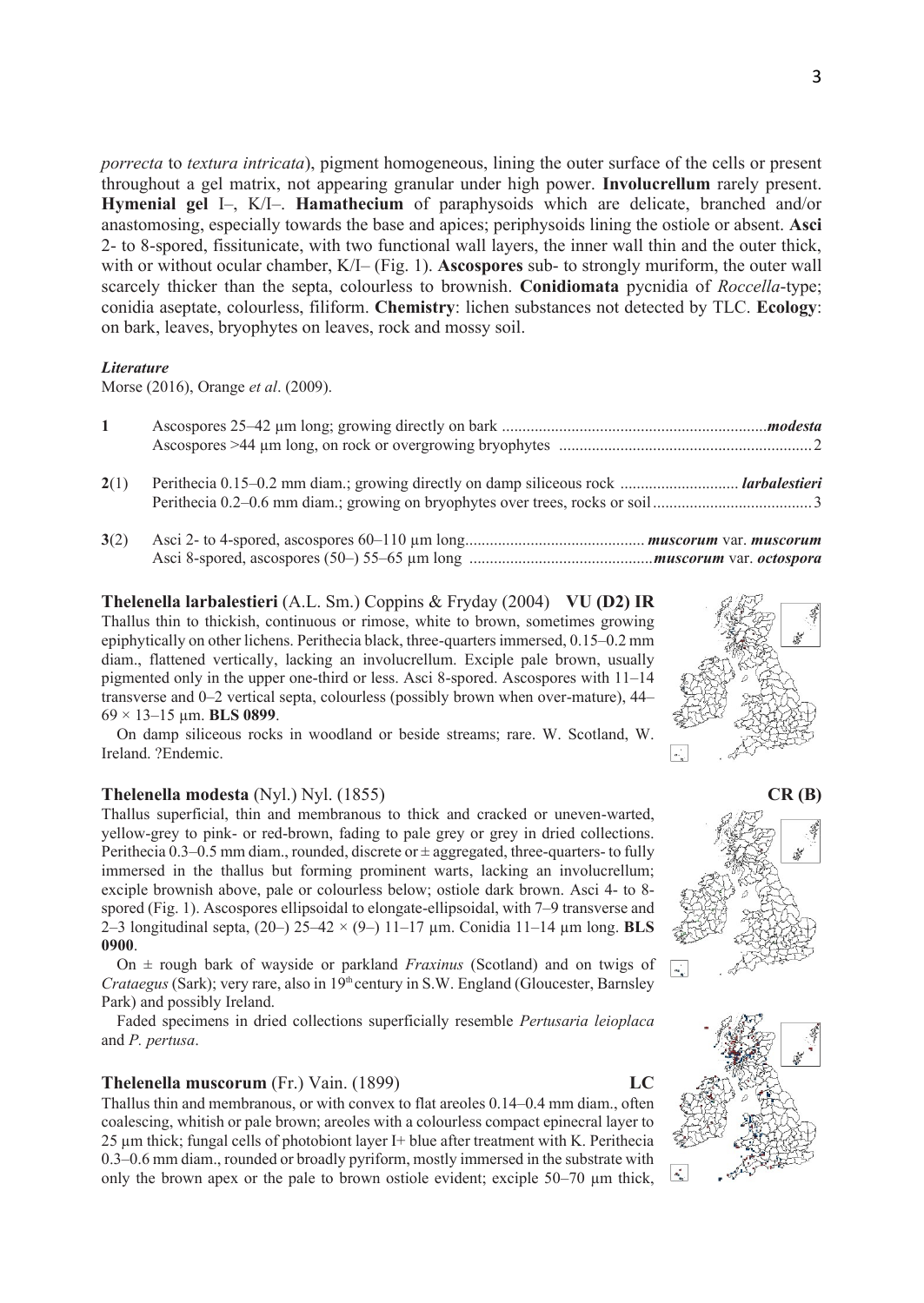*porrecta* to *textura intricata*), pigment homogeneous, lining the outer surface of the cells or present throughout a gel matrix, not appearing granular under high power. **Involucrellum** rarely present. **Hymenial gel** I–, K/I–. **Hamathecium** of paraphysoids which are delicate, branched and/or anastomosing, especially towards the base and apices; periphysoids lining the ostiole or absent. **Asci** 2- to 8-spored, fissitunicate, with two functional wall layers, the inner wall thin and the outer thick, with or without ocular chamber, K/I– (Fig. 1). **Ascospores** sub- to strongly muriform, the outer wall scarcely thicker than the septa, colourless to brownish. **Conidiomata** pycnidia of *Roccella*-type; conidia aseptate, colourless, filiform. **Chemistry**: lichen substances not detected by TLC. **Ecology**: on bark, leaves, bryophytes on leaves, rock and mossy soil.

***Literature***

Morse (2016), Orange *et al*. (2009).

**1** Ascospores 25–42 µm long; growing directly on bark ................................................................ ***modesta***
Ascospores >44 µm long, on rock or overgrowing bryophytes ............................................................ 2

**2**(1) Perithecia 0.15–0.2 mm diam.; growing directly on damp siliceous rock ............................ ***larbalestieri***
Perithecia 0.2–0.6 mm diam.; growing on bryophytes over trees, rocks or soil ....................................... 3

**3**(2) Asci 2- to 4-spored, ascospores 60–110 µm long............................................ ***muscorum* var. *muscorum***
Asci 8-spored, ascospores (50–) 55–65 µm long ............................................ ***muscorum* var. *octospora***

**Thelenella larbalestieri** (A.L. Sm.) Coppins & Fryday (2004) **VU (D2) IR**
Thallus thin to thickish, continuous or rimose, white to brown, sometimes growing epiphytically on other lichens. Perithecia black, three-quarters immersed, 0.15–0.2 mm diam., flattened vertically, lacking an involucrellum. Exciple pale brown, usually pigmented only in the upper one-third or less. Asci 8-spored. Ascospores with 11–14 transverse and 0–2 vertical septa, colourless (possibly brown when over-mature), 44–69 × 13–15 µm. **BLS 0899**.

On damp siliceous rocks in woodland or beside streams; rare. W. Scotland, W. Ireland. ?Endemic.

**Thelenella modesta** (Nyl.) Nyl. (1855) **CR (B)**
Thallus superficial, thin and membranous to thick and cracked or uneven-warted, yellow-grey to pink- or red-brown, fading to pale grey or grey in dried collections. Perithecia 0.3–0.5 mm diam., rounded, discrete or ± aggregated, three-quarters- to fully immersed in the thallus but forming prominent warts, lacking an involucrellum; exciple brownish above, pale or colourless below; ostiole dark brown. Asci 4- to 8-spored (Fig. 1). Ascospores ellipsoidal to elongate-ellipsoidal, with 7–9 transverse and 2–3 longitudinal septa, (20–) 25–42 × (9–) 11–17 µm. Conidia 11–14 µm long. **BLS 0900**.

On ± rough bark of wayside or parkland *Fraxinus* (Scotland) and on twigs of *Crataegus* (Sark); very rare, also in 19th century in S.W. England (Gloucester, Barnsley Park) and possibly Ireland.

Faded specimens in dried collections superficially resemble *Pertusaria leioplaca* and *P. pertusa*.

**Thelenella muscorum** (Fr.) Vain. (1899) **LC**
Thallus thin and membranous, or with convex to flat areoles 0.14–0.4 mm diam., often coalescing, whitish or pale brown; areoles with a colourless compact epinecral layer to 25 µm thick; fungal cells of photobiont layer I+ blue after treatment with K. Perithecia 0.3–0.6 mm diam., rounded or broadly pyriform, mostly immersed in the substrate with only the brown apex or the pale to brown ostiole evident; exciple 50–70 µm thick,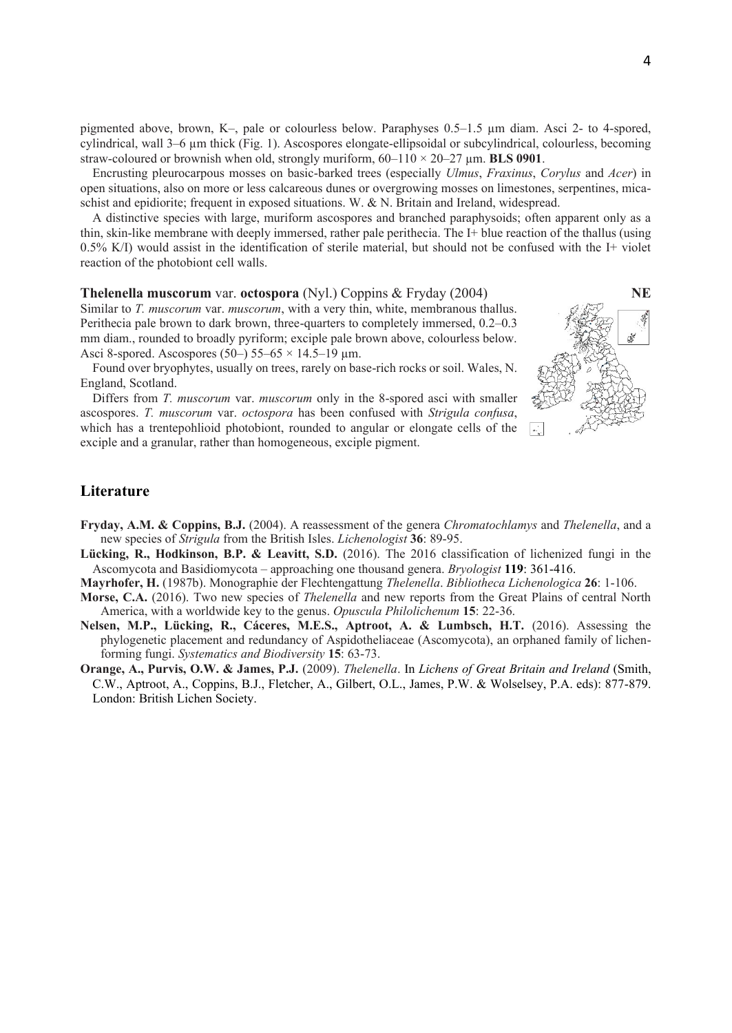pigmented above, brown, K–, pale or colourless below. Paraphyses 0.5–1.5 µm diam. Asci 2- to 4-spored, cylindrical, wall 3–6 µm thick (Fig. 1). Ascospores elongate-ellipsoidal or subcylindrical, colourless, becoming straw-coloured or brownish when old, strongly muriform, 60–110 × 20–27 µm. **BLS 0901**.

Encrusting pleurocarpous mosses on basic-barked trees (especially *Ulmus*, *Fraxinus*, *Corylus* and *Acer*) in open situations, also on more or less calcareous dunes or overgrowing mosses on limestones, serpentines, mica-schist and epidiorite; frequent in exposed situations. W. & N. Britain and Ireland, widespread.

A distinctive species with large, muriform ascospores and branched paraphysoids; often apparent only as a thin, skin-like membrane with deeply immersed, rather pale perithecia. The I+ blue reaction of the thallus (using 0.5% K/I) would assist in the identification of sterile material, but should not be confused with the I+ violet reaction of the photobiont cell walls.

**Thelenella muscorum** var. **octospora** (Nyl.) Coppins & Fryday (2004) **NE**

Similar to *T. muscorum* var. *muscorum*, with a very thin, white, membranous thallus. Perithecia pale brown to dark brown, three-quarters to completely immersed, 0.2–0.3 mm diam., rounded to broadly pyriform; exciple pale brown above, colourless below. Asci 8-spored. Ascospores (50–) 55–65 × 14.5–19 µm.

Found over bryophytes, usually on trees, rarely on base-rich rocks or soil. Wales, N. England, Scotland.

Differs from *T. muscorum* var. *muscorum* only in the 8-spored asci with smaller ascospores. *T. muscorum* var. *octospora* has been confused with *Strigula confusa*, which has a trentepohlioid photobiont, rounded to angular or elongate cells of the exciple and a granular, rather than homogeneous, exciple pigment.

## Literature

**Fryday, A.M. & Coppins, B.J.** (2004). A reassessment of the genera *Chromatochlamys* and *Thelenella*, and a new species of *Strigula* from the British Isles. *Lichenologist* **36**: 89-95.

**Lücking, R., Hodkinson, B.P. & Leavitt, S.D.** (2016). The 2016 classification of lichenized fungi in the Ascomycota and Basidiomycota – approaching one thousand genera. *Bryologist* **119**: 361-416.

**Mayrhofer, H.** (1987b). Monographie der Flechtengattung *Thelenella*. *Bibliotheca Lichenologica* **26**: 1-106.

**Morse, C.A.** (2016). Two new species of *Thelenella* and new reports from the Great Plains of central North America, with a worldwide key to the genus. *Opuscula Philolichenum* **15**: 22-36.

**Nelsen, M.P., Lücking, R., Cáceres, M.E.S., Aptroot, A. & Lumbsch, H.T.** (2016). Assessing the phylogenetic placement and redundancy of Aspidotheliaceae (Ascomycota), an orphaned family of lichen-forming fungi. *Systematics and Biodiversity* **15**: 63-73.

**Orange, A., Purvis, O.W. & James, P.J.** (2009). *Thelenella*. In *Lichens of Great Britain and Ireland* (Smith, C.W., Aptroot, A., Coppins, B.J., Fletcher, A., Gilbert, O.L., James, P.W. & Wolselsey, P.A. eds): 877-879. London: British Lichen Society.